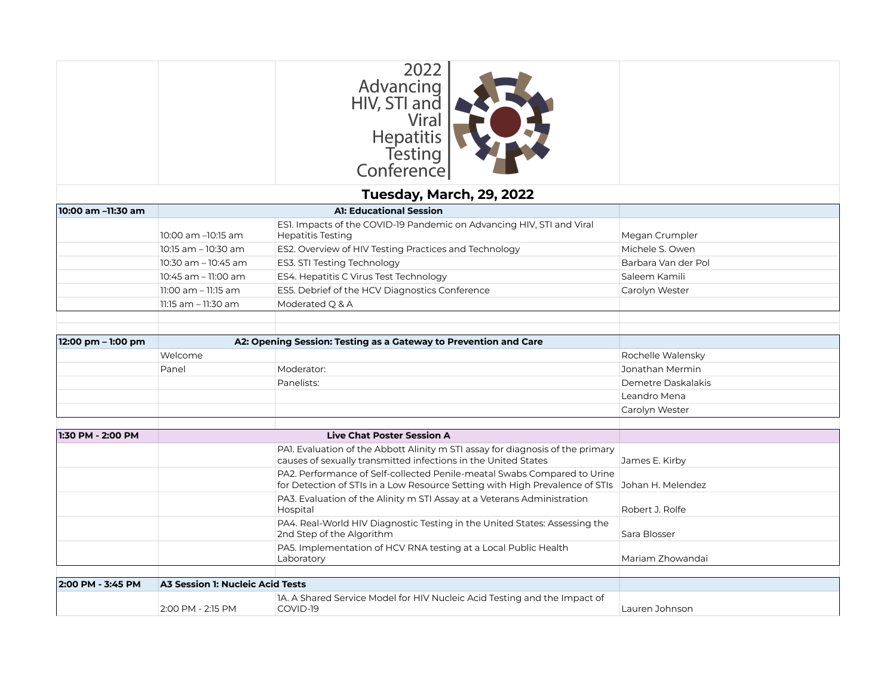# 2022 Advancing HIV, STI and Viral Hepatitis Testing Conference

## Tuesday, March, 29, 2022

| | | | |
|---|---|---|---|
| **10:00 am –11:30 am** | **A1: Educational Session** | | |
| | 10:00 am –10:15 am | ES1. Impacts of the COVID-19 Pandemic on Advancing HIV, STI and Viral Hepatitis Testing | Megan Crumpler |
| | 10:15 am – 10:30 am | ES2. Overview of HIV Testing Practices and Technology | Michele S. Owen |
| | 10:30 am – 10:45 am | ES3. STI Testing Technology | Barbara Van der Pol |
| | 10:45 am – 11:00 am | ES4. Hepatitis C Virus Test Technology | Saleem Kamili |
| | 11:00 am – 11:15 am | ES5. Debrief of the HCV Diagnostics Conference | Carolyn Wester |
| | 11:15 am – 11:30 am | Moderated Q & A | |
| | | | |
| **12:00 pm – 1:00 pm** | **A2: Opening Session: Testing as a Gateway to Prevention and Care** | | |
| | Welcome | | Rochelle Walensky |
| | Panel | Moderator: | Jonathan Mermin |
| | | Panelists: | Demetre Daskalakis |
| | | | Leandro Mena |
| | | | Carolyn Wester |
| | | | |
| **1:30 PM - 2:00 PM** | **Live Chat Poster Session A** | | |
| | | PA1. Evaluation of the Abbott Alinity m STI assay for diagnosis of the primary causes of sexually transmitted infections in the United States | James E. Kirby |
| | | PA2. Performance of Self-collected Penile-meatal Swabs Compared to Urine for Detection of STIs in a Low Resource Setting with High Prevalence of STIs | Johan H. Melendez |
| | | PA3. Evaluation of the Alinity m STI Assay at a Veterans Administration Hospital | Robert J. Rolfe |
| | | PA4. Real-World HIV Diagnostic Testing in the United States: Assessing the 2nd Step of the Algorithm | Sara Blosser |
| | | PA5. Implementation of HCV RNA testing at a Local Public Health Laboratory | Mariam Zhowandai |
| | | | |
| **2:00 PM - 3:45 PM** | **A3 Session 1: Nucleic Acid Tests** | | |
| | 2:00 PM - 2:15 PM | 1A. A Shared Service Model for HIV Nucleic Acid Testing and the Impact of COVID-19 | Lauren Johnson |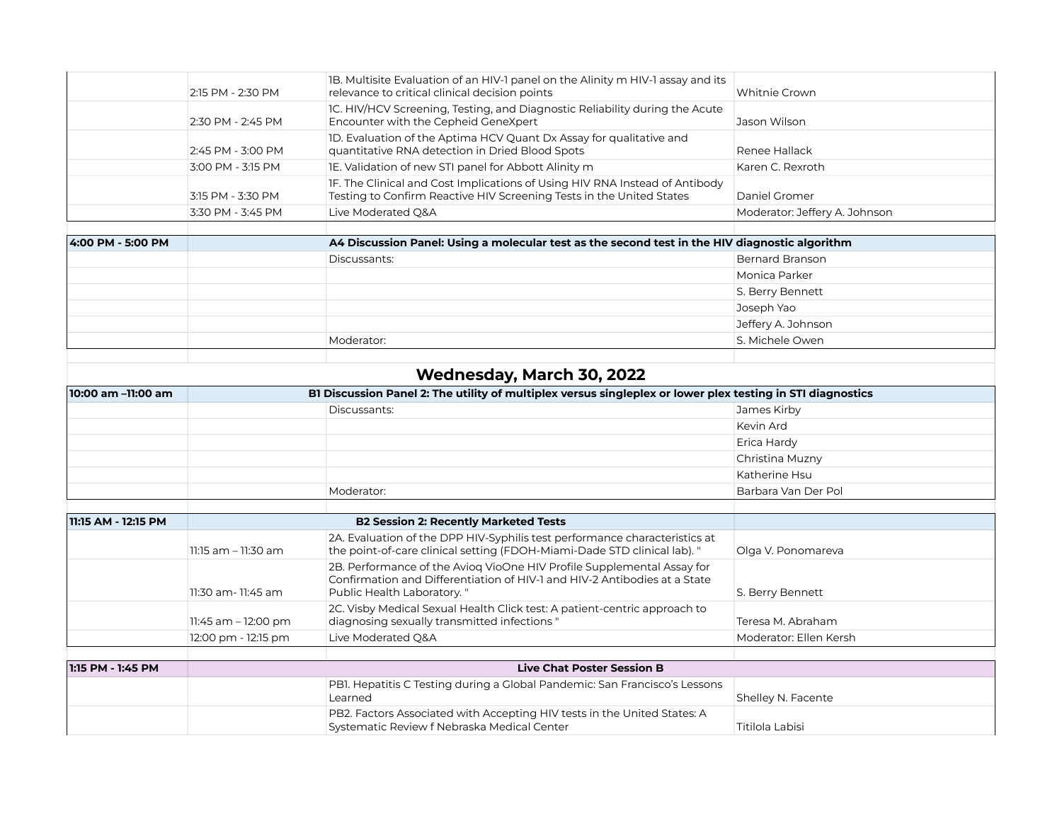| | | | |
|---|---|---|---|
| | 2:15 PM - 2:30 PM | 1B. Multisite Evaluation of an HIV-1 panel on the Alinity m HIV-1 assay and its relevance to critical clinical decision points | Whitnie Crown |
| | 2:30 PM - 2:45 PM | 1C. HIV/HCV Screening, Testing, and Diagnostic Reliability during the Acute Encounter with the Cepheid GeneXpert | Jason Wilson |
| | 2:45 PM - 3:00 PM | 1D. Evaluation of the Aptima HCV Quant Dx Assay for qualitative and quantitative RNA detection in Dried Blood Spots | Renee Hallack |
| | 3:00 PM - 3:15 PM | 1E. Validation of new STI panel for Abbott Alinity m | Karen C. Rexroth |
| | 3:15 PM - 3:30 PM | 1F. The Clinical and Cost Implications of Using HIV RNA Instead of Antibody Testing to Confirm Reactive HIV Screening Tests in the United States | Daniel Gromer |
| | 3:30 PM - 3:45 PM | Live Moderated Q&A | Moderator: Jeffery A. Johnson |

| | | | |
|---|---|---|---|
| **4:00 PM - 5:00 PM** | **A4 Discussion Panel: Using a molecular test as the second test in the HIV diagnostic algorithm** | | |
| | | Discussants: | Bernard Branson |
| | | | Monica Parker |
| | | | S. Berry Bennett |
| | | | Joseph Yao |
| | | | Jeffery A. Johnson |
| | | Moderator: | S. Michele Owen |

## Wednesday, March 30, 2022

| | | | |
|---|---|---|---|
| **10:00 am –11:00 am** | **B1 Discussion Panel 2: The utility of multiplex versus singleplex or lower plex testing in STI diagnostics** | | |
| | | Discussants: | James Kirby |
| | | | Kevin Ard |
| | | | Erica Hardy |
| | | | Christina Muzny |
| | | | Katherine Hsu |
| | | Moderator: | Barbara Van Der Pol |

| | | | |
|---|---|---|---|
| **11:15 AM - 12:15 PM** | **B2 Session 2: Recently Marketed Tests** | | |
| | 11:15 am – 11:30 am | 2A. Evaluation of the DPP HIV-Syphilis test performance characteristics at the point-of-care clinical setting (FDOH-Miami-Dade STD clinical lab). " | Olga V. Ponomareva |
| | 11:30 am- 11:45 am | 2B. Performance of the Avioq VioOne HIV Profile Supplemental Assay for Confirmation and Differentiation of HIV-1 and HIV-2 Antibodies at a State Public Health Laboratory. " | S. Berry Bennett |
| | 11:45 am – 12:00 pm | 2C. Visby Medical Sexual Health Click test: A patient-centric approach to diagnosing sexually transmitted infections " | Teresa M. Abraham |
| | 12:00 pm - 12:15 pm | Live Moderated Q&A | Moderator: Ellen Kersh |

| | | | |
|---|---|---|---|
| **1:15 PM - 1:45 PM** | **Live Chat Poster Session B** | | |
| | | PB1. Hepatitis C Testing during a Global Pandemic: San Francisco's Lessons Learned | Shelley N. Facente |
| | | PB2. Factors Associated with Accepting HIV tests in the United States: A Systematic Review f Nebraska Medical Center | Titilola Labisi |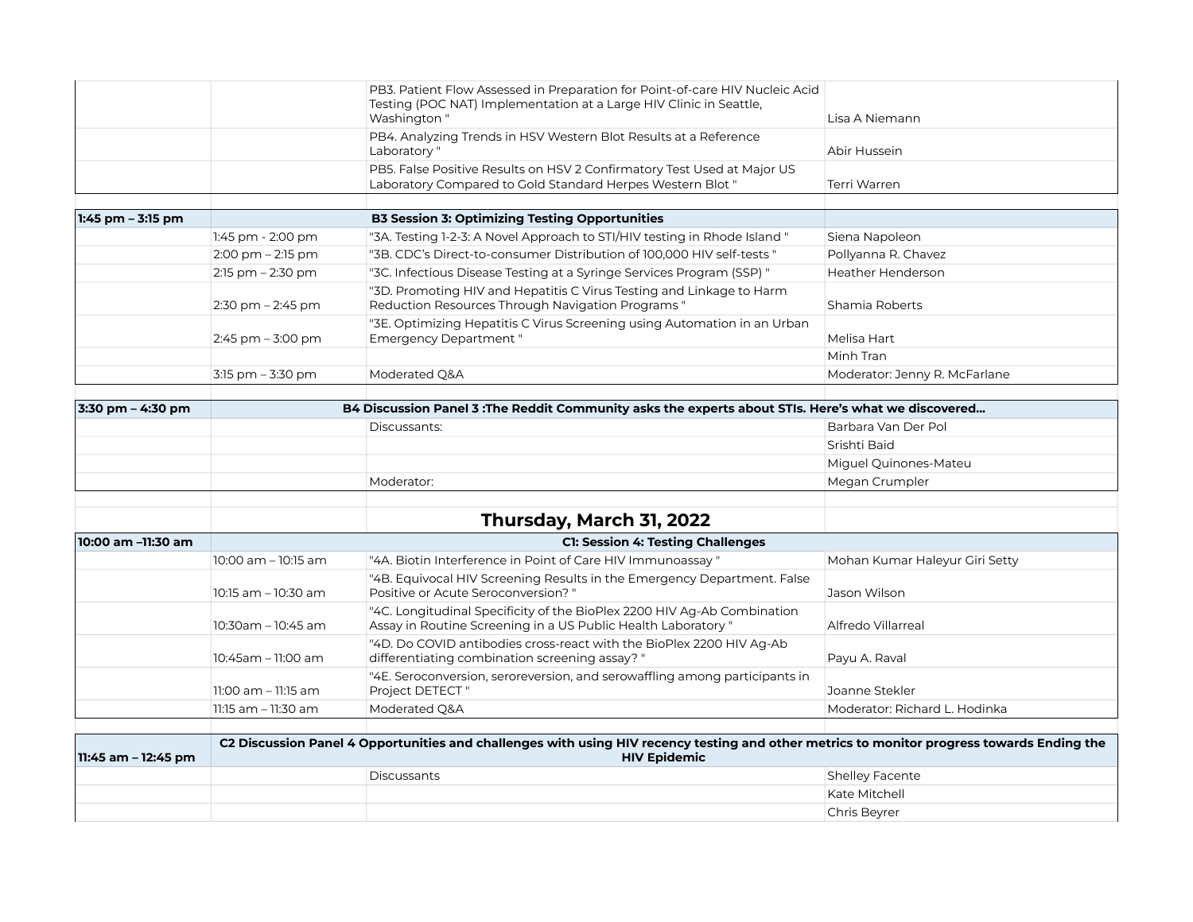| | | | |
|---|---|---|---|
| | | PB3. Patient Flow Assessed in Preparation for Point-of-care HIV Nucleic Acid Testing (POC NAT) Implementation at a Large HIV Clinic in Seattle, Washington " | Lisa A Niemann |
| | | PB4. Analyzing Trends in HSV Western Blot Results at a Reference Laboratory " | Abir Hussein |
| | | PB5. False Positive Results on HSV 2 Confirmatory Test Used at Major US Laboratory Compared to Gold Standard Herpes Western Blot " | Terri Warren |

| | | | |
|---|---|---|---|
| **1:45 pm – 3:15 pm** | **B3 Session 3: Optimizing Testing Opportunities** | | |
| | 1:45 pm - 2:00 pm | "3A. Testing 1-2-3: A Novel Approach to STI/HIV testing in Rhode Island " | Siena Napoleon |
| | 2:00 pm – 2:15 pm | "3B. CDC's Direct-to-consumer Distribution of 100,000 HIV self-tests " | Pollyanna R. Chavez |
| | 2:15 pm – 2:30 pm | "3C. Infectious Disease Testing at a Syringe Services Program (SSP) " | Heather Henderson |
| | 2:30 pm – 2:45 pm | "3D. Promoting HIV and Hepatitis C Virus Testing and Linkage to Harm Reduction Resources Through Navigation Programs " | Shamia Roberts |
| | 2:45 pm – 3:00 pm | "3E. Optimizing Hepatitis C Virus Screening using Automation in an Urban Emergency Department " | Melisa Hart |
| | | | Minh Tran |
| | 3:15 pm – 3:30 pm | Moderated Q&A | Moderator: Jenny R. McFarlane |

| | | | |
|---|---|---|---|
| **3:30 pm – 4:30 pm** | **B4 Discussion Panel 3 :The Reddit Community asks the experts about STIs. Here's what we discovered...** | | |
| | | Discussants: | Barbara Van Der Pol |
| | | | Srishti Baid |
| | | | Miguel Quinones-Mateu |
| | | Moderator: | Megan Crumpler |

## Thursday, March 31, 2022

| | | | |
|---|---|---|---|
| **10:00 am –11:30 am** | **C1: Session 4: Testing Challenges** | | |
| | 10:00 am – 10:15 am | "4A. Biotin Interference in Point of Care HIV Immunoassay " | Mohan Kumar Haleyur Giri Setty |
| | 10:15 am – 10:30 am | "4B. Equivocal HIV Screening Results in the Emergency Department. False Positive or Acute Seroconversion? " | Jason Wilson |
| | 10:30am – 10:45 am | "4C. Longitudinal Specificity of the BioPlex 2200 HIV Ag-Ab Combination Assay in Routine Screening in a US Public Health Laboratory " | Alfredo Villarreal |
| | 10:45am – 11:00 am | "4D. Do COVID antibodies cross-react with the BioPlex 2200 HIV Ag-Ab differentiating combination screening assay? " | Payu A. Raval |
| | 11:00 am – 11:15 am | "4E. Seroconversion, seroreversion, and serowaffling among participants in Project DETECT " | Joanne Stekler |
| | 11:15 am – 11:30 am | Moderated Q&A | Moderator: Richard L. Hodinka |

| | | | |
|---|---|---|---|
| **11:45 am – 12:45 pm** | **C2 Discussion Panel 4 Opportunities and challenges with using HIV recency testing and other metrics to monitor progress towards Ending the HIV Epidemic** | | |
| | | Discussants | Shelley Facente |
| | | | Kate Mitchell |
| | | | Chris Beyrer |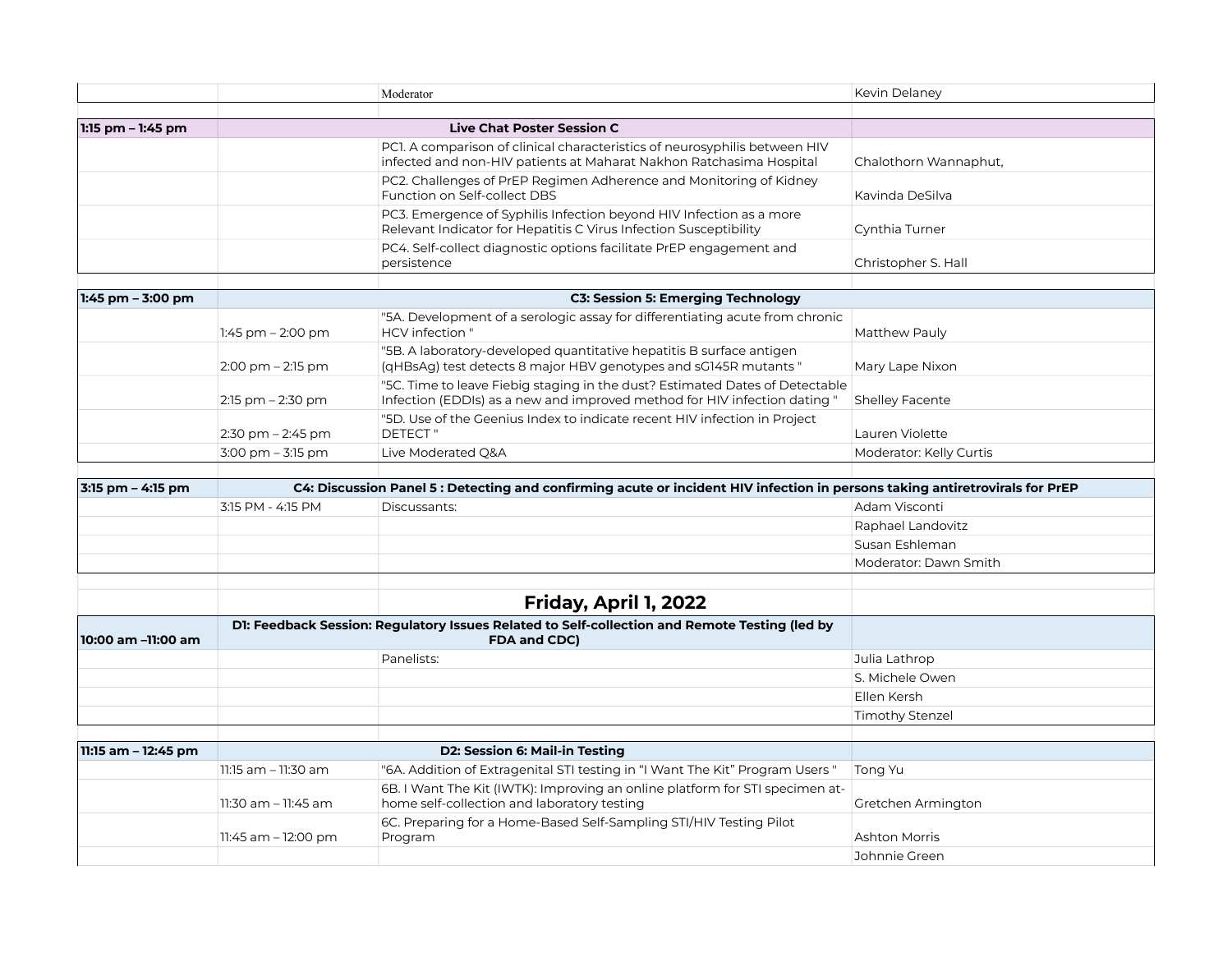| | | | |
|---|---|---|---|
| | | Moderator | Kevin Delaney |
| | | | |
| **1:15 pm – 1:45 pm** | **Live Chat Poster Session C** | | |
| | | PC1. A comparison of clinical characteristics of neurosyphilis between HIV infected and non-HIV patients at Maharat Nakhon Ratchasima Hospital | Chalothorn Wannaphut, |
| | | PC2. Challenges of PrEP Regimen Adherence and Monitoring of Kidney Function on Self-collect DBS | Kavinda DeSilva |
| | | PC3. Emergence of Syphilis Infection beyond HIV Infection as a more Relevant Indicator for Hepatitis C Virus Infection Susceptibility | Cynthia Turner |
| | | PC4. Self-collect diagnostic options facilitate PrEP engagement and persistence | Christopher S. Hall |
| | | | |
| **1:45 pm – 3:00 pm** | **C3: Session 5: Emerging Technology** | | |
| | 1:45 pm – 2:00 pm | "5A. Development of a serologic assay for differentiating acute from chronic HCV infection " | Matthew Pauly |
| | 2:00 pm – 2:15 pm | "5B. A laboratory-developed quantitative hepatitis B surface antigen (qHBsAg) test detects 8 major HBV genotypes and sG145R mutants " | Mary Lape Nixon |
| | 2:15 pm – 2:30 pm | "5C. Time to leave Fiebig staging in the dust? Estimated Dates of Detectable Infection (EDDIs) as a new and improved method for HIV infection dating " | Shelley Facente |
| | 2:30 pm – 2:45 pm | "5D. Use of the Geenius Index to indicate recent HIV infection in Project DETECT " | Lauren Violette |
| | 3:00 pm – 3:15 pm | Live Moderated Q&A | Moderator: Kelly Curtis |
| | | | |
| **3:15 pm – 4:15 pm** | **C4: Discussion Panel 5 : Detecting and confirming acute or incident HIV infection in persons taking antiretrovirals for PrEP** | | |
| | 3:15 PM - 4:15 PM | Discussants: | Adam Visconti |
| | | | Raphael Landovitz |
| | | | Susan Eshleman |
| | | | Moderator: Dawn Smith |
| | | | |
| | | **Friday, April 1, 2022** | |
| **10:00 am –11:00 am** | **D1: Feedback Session: Regulatory Issues Related to Self-collection and Remote Testing (led by FDA and CDC)** | | |
| | | Panelists: | Julia Lathrop |
| | | | S. Michele Owen |
| | | | Ellen Kersh |
| | | | Timothy Stenzel |
| | | | |
| **11:15 am – 12:45 pm** | **D2: Session 6: Mail-in Testing** | | |
| | 11:15 am – 11:30 am | "6A. Addition of Extragenital STI testing in "I Want The Kit" Program Users " | Tong Yu |
| | 11:30 am – 11:45 am | 6B. I Want The Kit (IWTK): Improving an online platform for STI specimen at-home self-collection and laboratory testing | Gretchen Armington |
| | 11:45 am – 12:00 pm | 6C. Preparing for a Home-Based Self-Sampling STI/HIV Testing Pilot Program | Ashton Morris |
| | | | Johnnie Green |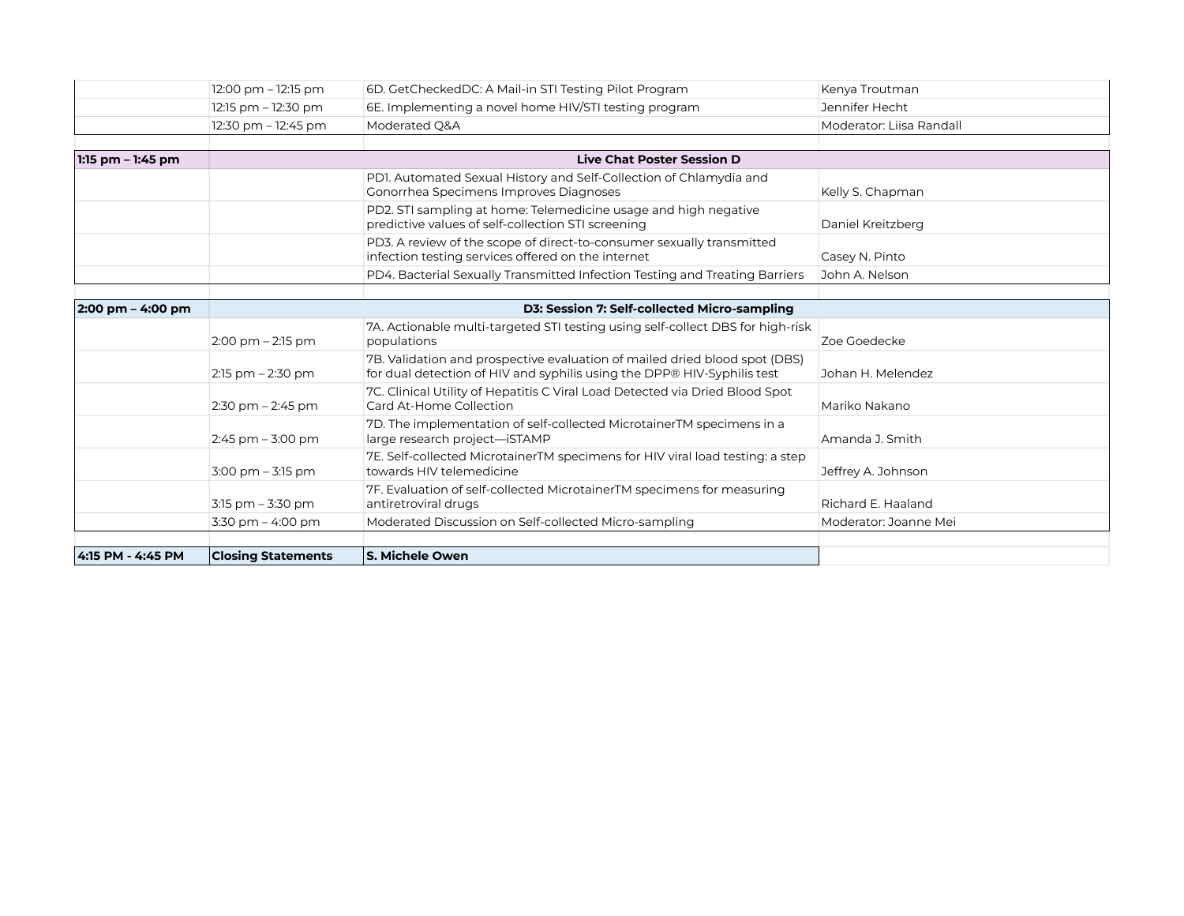| | | | |
|---|---|---|---|
| | 12:00 pm – 12:15 pm | 6D. GetCheckedDC: A Mail-in STI Testing Pilot Program | Kenya Troutman |
| | 12:15 pm – 12:30 pm | 6E. Implementing a novel home HIV/STI testing program | Jennifer Hecht |
| | 12:30 pm – 12:45 pm | Moderated Q&A | Moderator: Liisa Randall |
| | | | |
| **1:15 pm – 1:45 pm** | **Live Chat Poster Session D** | | |
| | | PD1. Automated Sexual History and Self-Collection of Chlamydia and Gonorrhea Specimens Improves Diagnoses | Kelly S. Chapman |
| | | PD2. STI sampling at home: Telemedicine usage and high negative predictive values of self-collection STI screening | Daniel Kreitzberg |
| | | PD3. A review of the scope of direct-to-consumer sexually transmitted infection testing services offered on the internet | Casey N. Pinto |
| | | PD4. Bacterial Sexually Transmitted Infection Testing and Treating Barriers | John A. Nelson |
| | | | |
| **2:00 pm – 4:00 pm** | **D3: Session 7: Self-collected Micro-sampling** | | |
| | 2:00 pm – 2:15 pm | 7A. Actionable multi-targeted STI testing using self-collect DBS for high-risk populations | Zoe Goedecke |
| | 2:15 pm – 2:30 pm | 7B. Validation and prospective evaluation of mailed dried blood spot (DBS) for dual detection of HIV and syphilis using the DPP® HIV-Syphilis test | Johan H. Melendez |
| | 2:30 pm – 2:45 pm | 7C. Clinical Utility of Hepatitis C Viral Load Detected via Dried Blood Spot Card At-Home Collection | Mariko Nakano |
| | 2:45 pm – 3:00 pm | 7D. The implementation of self-collected MicrotainerTM specimens in a large research project—iSTAMP | Amanda J. Smith |
| | 3:00 pm – 3:15 pm | 7E. Self-collected MicrotainerTM specimens for HIV viral load testing: a step towards HIV telemedicine | Jeffrey A. Johnson |
| | 3:15 pm – 3:30 pm | 7F. Evaluation of self-collected MicrotainerTM specimens for measuring antiretroviral drugs | Richard E. Haaland |
| | 3:30 pm – 4:00 pm | Moderated Discussion on Self-collected Micro-sampling | Moderator: Joanne Mei |
| | | | |
| **4:15 PM - 4:45 PM** | **Closing Statements** | **S. Michele Owen** | |